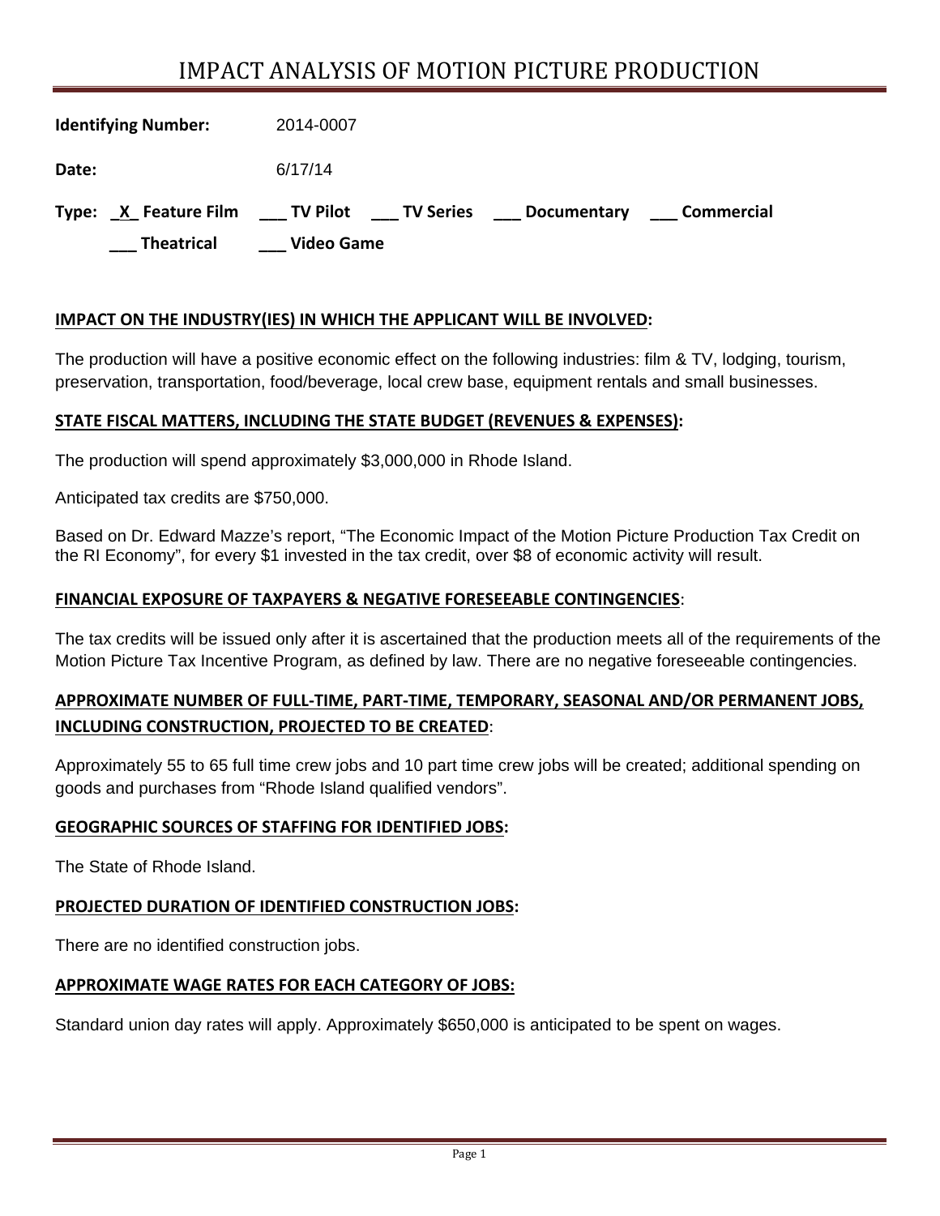# IMPACT ANALYSIS OF MOTION PICTURE PRODUCTION

**Identifying Number:** 2014-0007

**Date:** 6/17/14

**Type:** _X_ **Feature Film** ___ **TV Pilot** ___ **TV Series** ___ **Documentary** ___ **Commercial**
___ **Theatrical** ___ **Video Game**

**IMPACT ON THE INDUSTRY(IES) IN WHICH THE APPLICANT WILL BE INVOLVED:**

The production will have a positive economic effect on the following industries: film & TV, lodging, tourism, preservation, transportation, food/beverage, local crew base, equipment rentals and small businesses.

**STATE FISCAL MATTERS, INCLUDING THE STATE BUDGET (REVENUES & EXPENSES):**

The production will spend approximately $3,000,000 in Rhode Island.

Anticipated tax credits are $750,000.

Based on Dr. Edward Mazze's report, "The Economic Impact of the Motion Picture Production Tax Credit on the RI Economy", for every $1 invested in the tax credit, over $8 of economic activity will result.

**FINANCIAL EXPOSURE OF TAXPAYERS & NEGATIVE FORESEEABLE CONTINGENCIES:**

The tax credits will be issued only after it is ascertained that the production meets all of the requirements of the Motion Picture Tax Incentive Program, as defined by law. There are no negative foreseeable contingencies.

**APPROXIMATE NUMBER OF FULL-TIME, PART-TIME, TEMPORARY, SEASONAL AND/OR PERMANENT JOBS, INCLUDING CONSTRUCTION, PROJECTED TO BE CREATED:**

Approximately 55 to 65 full time crew jobs and 10 part time crew jobs will be created; additional spending on goods and purchases from "Rhode Island qualified vendors".

**GEOGRAPHIC SOURCES OF STAFFING FOR IDENTIFIED JOBS:**

The State of Rhode Island.

**PROJECTED DURATION OF IDENTIFIED CONSTRUCTION JOBS:**

There are no identified construction jobs.

**APPROXIMATE WAGE RATES FOR EACH CATEGORY OF JOBS:**

Standard union day rates will apply. Approximately $650,000 is anticipated to be spent on wages.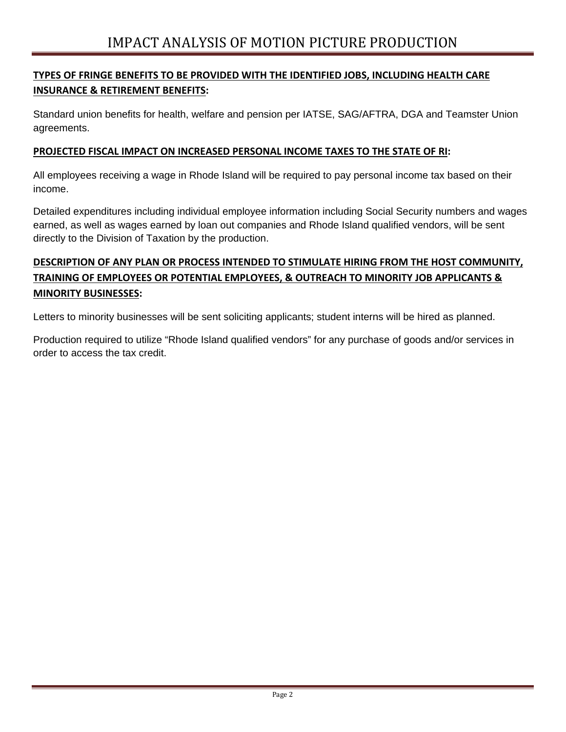**TYPES OF FRINGE BENEFITS TO BE PROVIDED WITH THE IDENTIFIED JOBS, INCLUDING HEALTH CARE INSURANCE & RETIREMENT BENEFITS:**

Standard union benefits for health, welfare and pension per IATSE, SAG/AFTRA, DGA and Teamster Union agreements.

**PROJECTED FISCAL IMPACT ON INCREASED PERSONAL INCOME TAXES TO THE STATE OF RI:**

All employees receiving a wage in Rhode Island will be required to pay personal income tax based on their income.

Detailed expenditures including individual employee information including Social Security numbers and wages earned, as well as wages earned by loan out companies and Rhode Island qualified vendors, will be sent directly to the Division of Taxation by the production.

**DESCRIPTION OF ANY PLAN OR PROCESS INTENDED TO STIMULATE HIRING FROM THE HOST COMMUNITY, TRAINING OF EMPLOYEES OR POTENTIAL EMPLOYEES, & OUTREACH TO MINORITY JOB APPLICANTS & MINORITY BUSINESSES:**

Letters to minority businesses will be sent soliciting applicants; student interns will be hired as planned.

Production required to utilize "Rhode Island qualified vendors" for any purchase of goods and/or services in order to access the tax credit.